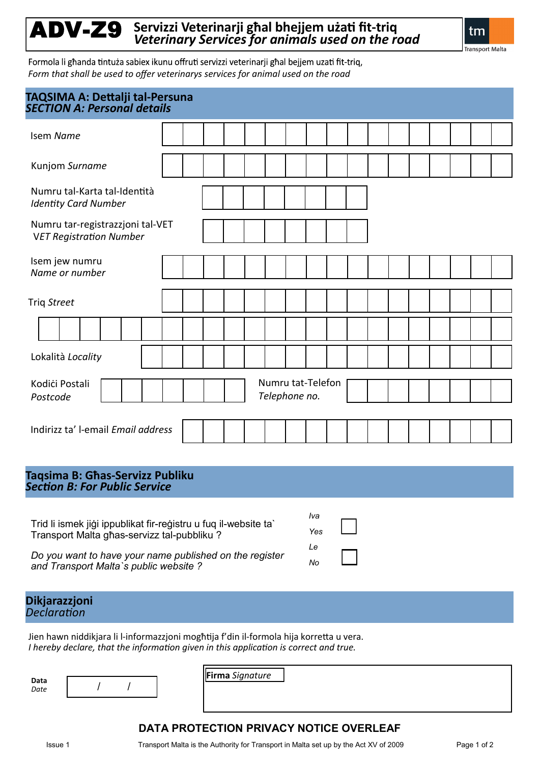# ADV-Z9 Servizzi Veterinarji għal bhejjem użati fit-triq
## *Veterinary Services for animals used on the road*

Transport Malta

Formola li għanda tintuża sabiex ikunu offruti servizzi veterinarji għal bejjem uzati fit-triq,
*Form that shall be used to offer veterinarys services for animal used on the road*

## TAQSIMA A: Dettalji tal-Persuna
## *SECTION A: Personal details*

Isem *Name*

Kunjom *Surname*

Numru tal-Karta tal-Identità
*Identity Card Number*

Numru tar-registrazzjoni tal-VET
*VET Registration Number*

Isem jew numru
*Name or number*

Triq *Street*

Lokalità *Locality*

Kodiċi Postali
*Postcode*

Numru tat-Telefon
*Telephone no.*

Indirizz ta' l-email *Email address*

## Taqsima B: Għas-Servizz Publiku
## *Section B: For Public Service*

Trid li ismek jiġi ippublikat fir-reġistru u fuq il-website ta` Transport Malta għas-servizz tal-pubbliku ?

*Do you want to have your name published on the register and Transport Malta`s public website ?*

*Iva Yes* ☐

*Le No* ☐

## Dikjarazzjoni
## *Declaration*

Jien hawn niddikjara li l-informazzjoni mogħtija f'din il-formola hija korretta u vera.
*I hereby declare, that the information given in this application is correct and true.*

**Data** *Date* / /

**Firma** *Signature*

**DATA PROTECTION PRIVACY NOTICE OVERLEAF**

Issue 1

Transport Malta is the Authority for Transport in Malta set up by the Act XV of 2009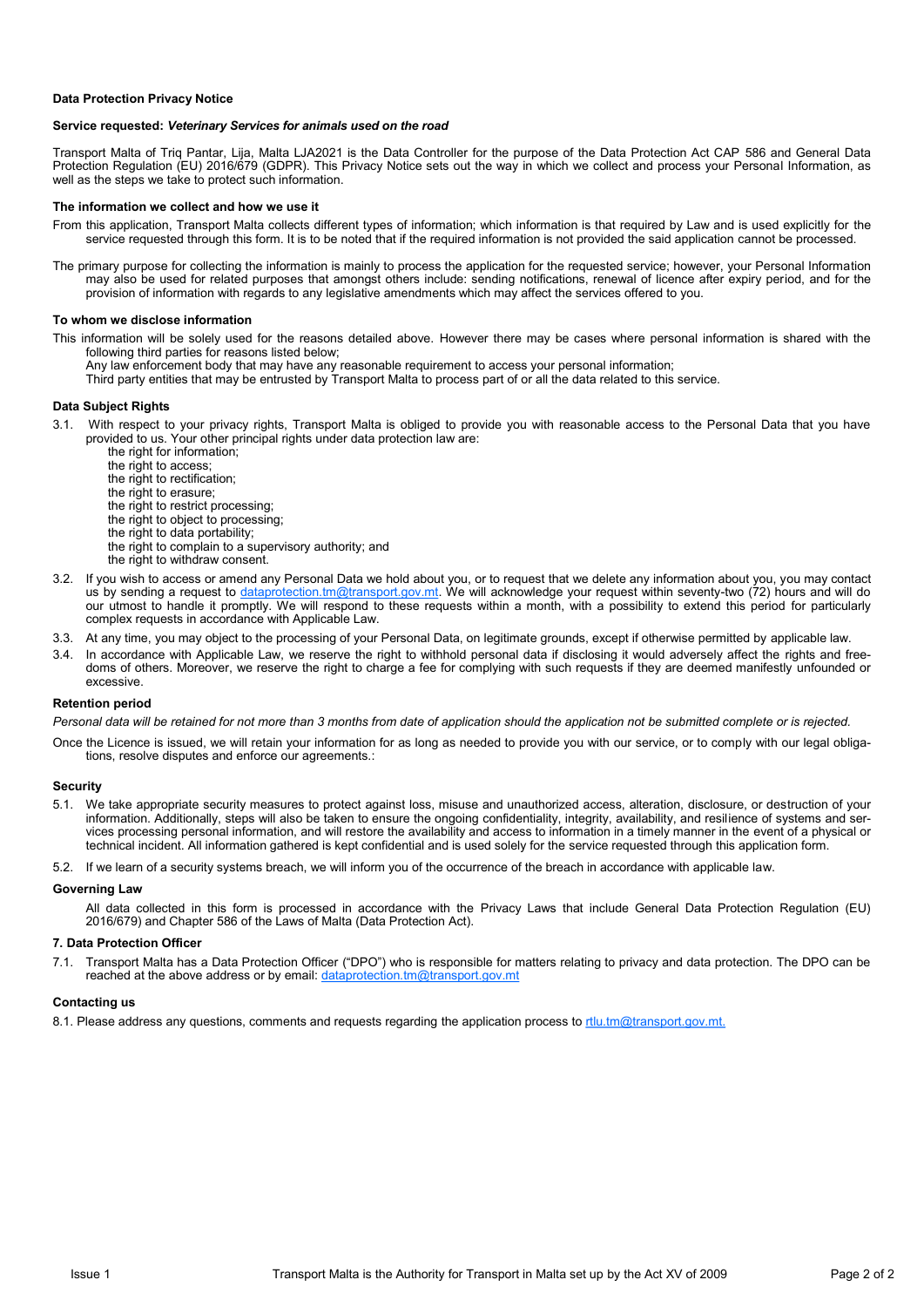## Data Protection Privacy Notice

**Service requested:** ***Veterinary Services for animals used on the road***

Transport Malta of Triq Pantar, Lija, Malta LJA2021 is the Data Controller for the purpose of the Data Protection Act CAP 586 and General Data Protection Regulation (EU) 2016/679 (GDPR). This Privacy Notice sets out the way in which we collect and process your Personal Information, as well as the steps we take to protect such information.

### The information we collect and how we use it

From this application, Transport Malta collects different types of information; which information is that required by Law and is used explicitly for the service requested through this form. It is to be noted that if the required information is not provided the said application cannot be processed.

The primary purpose for collecting the information is mainly to process the application for the requested service; however, your Personal Information may also be used for related purposes that amongst others include: sending notifications, renewal of licence after expiry period, and for the provision of information with regards to any legislative amendments which may affect the services offered to you.

### To whom we disclose information

This information will be solely used for the reasons detailed above. However there may be cases where personal information is shared with the following third parties for reasons listed below;

Any law enforcement body that may have any reasonable requirement to access your personal information;

Third party entities that may be entrusted by Transport Malta to process part of or all the data related to this service.

### Data Subject Rights

3.1. With respect to your privacy rights, Transport Malta is obliged to provide you with reasonable access to the Personal Data that you have provided to us. Your other principal rights under data protection law are:

- the right for information;
- the right to access;
- the right to rectification;
- the right to erasure;
- the right to restrict processing;
- the right to object to processing;
- the right to data portability;
- the right to complain to a supervisory authority; and
- the right to withdraw consent.

3.2. If you wish to access or amend any Personal Data we hold about you, or to request that we delete any information about you, you may contact us by sending a request to dataprotection.tm@transport.gov.mt. We will acknowledge your request within seventy-two (72) hours and will do our utmost to handle it promptly. We will respond to these requests within a month, with a possibility to extend this period for particularly complex requests in accordance with Applicable Law.

3.3. At any time, you may object to the processing of your Personal Data, on legitimate grounds, except if otherwise permitted by applicable law.

3.4. In accordance with Applicable Law, we reserve the right to withhold personal data if disclosing it would adversely affect the rights and freedoms of others. Moreover, we reserve the right to charge a fee for complying with such requests if they are deemed manifestly unfounded or excessive.

### Retention period

*Personal data will be retained for not more than 3 months from date of application should the application not be submitted complete or is rejected.*

Once the Licence is issued, we will retain your information for as long as needed to provide you with our service, or to comply with our legal obligations, resolve disputes and enforce our agreements.:

### Security

5.1. We take appropriate security measures to protect against loss, misuse and unauthorized access, alteration, disclosure, or destruction of your information. Additionally, steps will also be taken to ensure the ongoing confidentiality, integrity, availability, and resilience of systems and services processing personal information, and will restore the availability and access to information in a timely manner in the event of a physical or technical incident. All information gathered is kept confidential and is used solely for the service requested through this application form.

5.2. If we learn of a security systems breach, we will inform you of the occurrence of the breach in accordance with applicable law.

### Governing Law

All data collected in this form is processed in accordance with the Privacy Laws that include General Data Protection Regulation (EU) 2016/679) and Chapter 586 of the Laws of Malta (Data Protection Act).

### 7. Data Protection Officer

7.1. Transport Malta has a Data Protection Officer ("DPO") who is responsible for matters relating to privacy and data protection. The DPO can be reached at the above address or by email: dataprotection.tm@transport.gov.mt

### Contacting us

8.1. Please address any questions, comments and requests regarding the application process to rtlu.tm@transport.gov.mt.

Issue 1 Transport Malta is the Authority for Transport in Malta set up by the Act XV of 2009